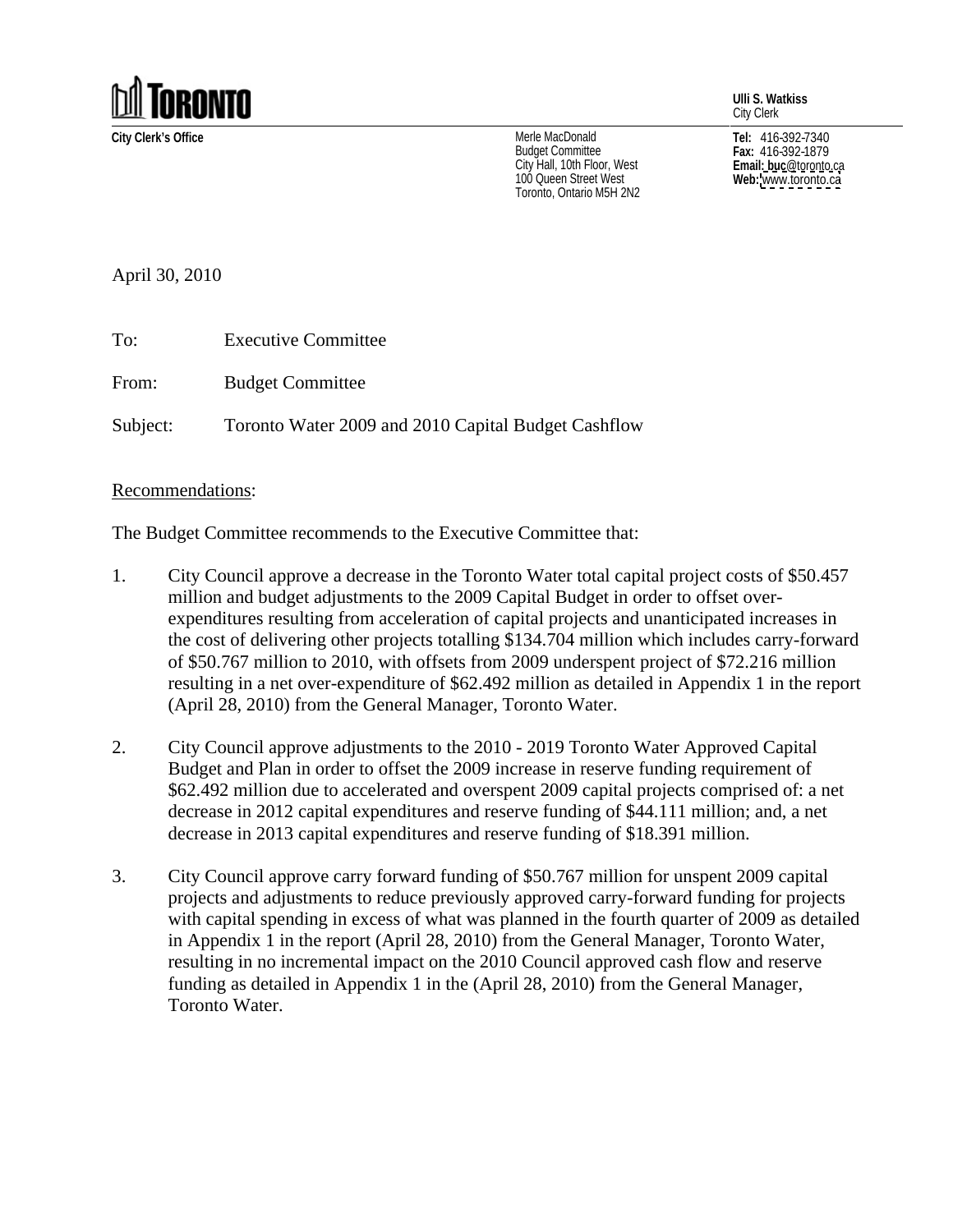**TORONTO**

**City Clerk's Office**

Merle MacDonald
Budget Committee
City Hall, 10th Floor, West
100 Queen Street West
Toronto, Ontario M5H 2N2

**Ulli S. Watkiss**
City Clerk

**Tel:** 416-392-7340
**Fax:** 416-392-1879
**Email:** buc@toronto.ca
**Web:** www.toronto.ca

April 30, 2010

To: Executive Committee

From: Budget Committee

Subject: Toronto Water 2009 and 2010 Capital Budget Cashflow

Recommendations:

The Budget Committee recommends to the Executive Committee that:

1. City Council approve a decrease in the Toronto Water total capital project costs of $50.457 million and budget adjustments to the 2009 Capital Budget in order to offset over-expenditures resulting from acceleration of capital projects and unanticipated increases in the cost of delivering other projects totalling $134.704 million which includes carry-forward of $50.767 million to 2010, with offsets from 2009 underspent project of $72.216 million resulting in a net over-expenditure of $62.492 million as detailed in Appendix 1 in the report (April 28, 2010) from the General Manager, Toronto Water.

2. City Council approve adjustments to the 2010 - 2019 Toronto Water Approved Capital Budget and Plan in order to offset the 2009 increase in reserve funding requirement of $62.492 million due to accelerated and overspent 2009 capital projects comprised of: a net decrease in 2012 capital expenditures and reserve funding of $44.111 million; and, a net decrease in 2013 capital expenditures and reserve funding of $18.391 million.

3. City Council approve carry forward funding of $50.767 million for unspent 2009 capital projects and adjustments to reduce previously approved carry-forward funding for projects with capital spending in excess of what was planned in the fourth quarter of 2009 as detailed in Appendix 1 in the report (April 28, 2010) from the General Manager, Toronto Water, resulting in no incremental impact on the 2010 Council approved cash flow and reserve funding as detailed in Appendix 1 in the (April 28, 2010) from the General Manager, Toronto Water.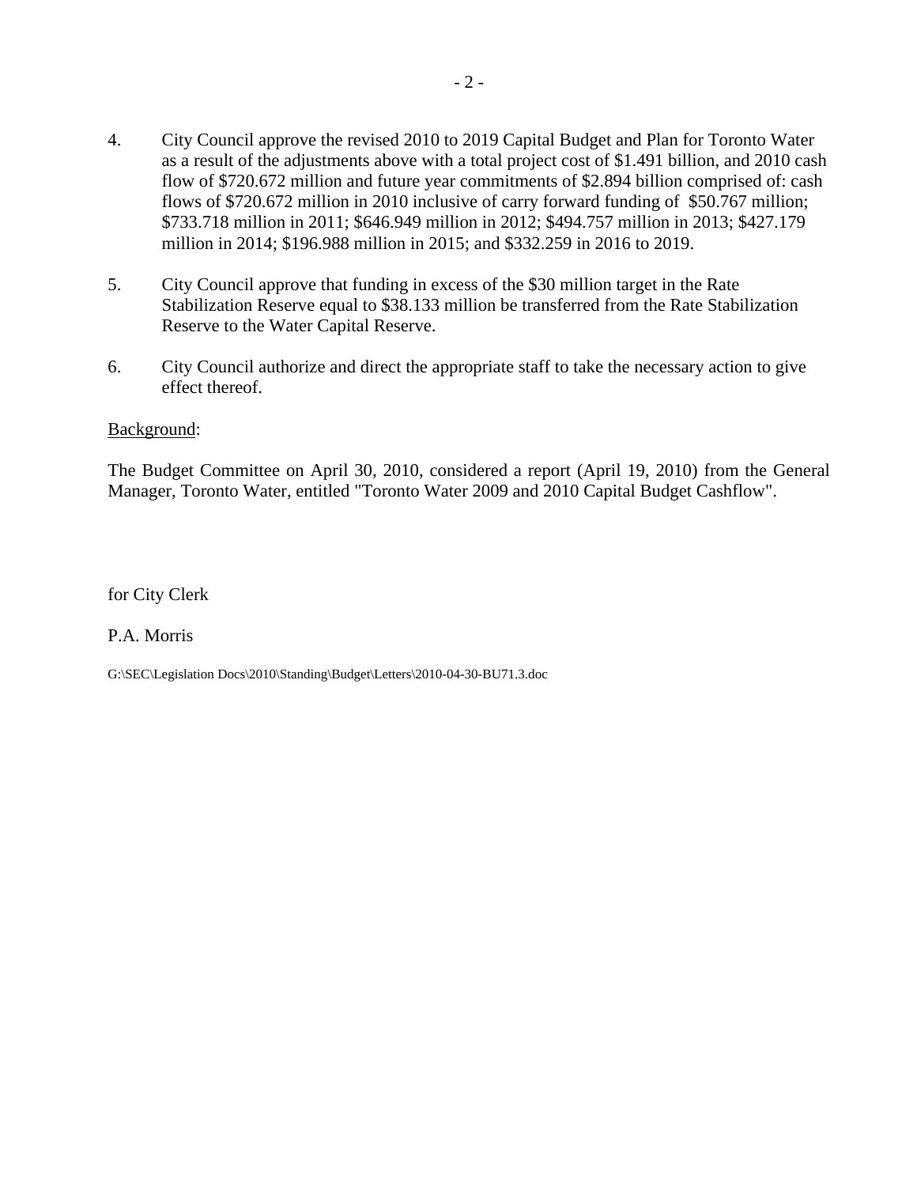4. City Council approve the revised 2010 to 2019 Capital Budget and Plan for Toronto Water as a result of the adjustments above with a total project cost of $1.491 billion, and 2010 cash flow of $720.672 million and future year commitments of $2.894 billion comprised of: cash flows of $720.672 million in 2010 inclusive of carry forward funding of $50.767 million; $733.718 million in 2011; $646.949 million in 2012; $494.757 million in 2013; $427.179 million in 2014; $196.988 million in 2015; and $332.259 in 2016 to 2019.

5. City Council approve that funding in excess of the $30 million target in the Rate Stabilization Reserve equal to $38.133 million be transferred from the Rate Stabilization Reserve to the Water Capital Reserve.

6. City Council authorize and direct the appropriate staff to take the necessary action to give effect thereof.

Background:

The Budget Committee on April 30, 2010, considered a report (April 19, 2010) from the General Manager, Toronto Water, entitled "Toronto Water 2009 and 2010 Capital Budget Cashflow".

for City Clerk

P.A. Morris

G:\SEC\Legislation Docs\2010\Standing\Budget\Letters\2010-04-30-BU71.3.doc